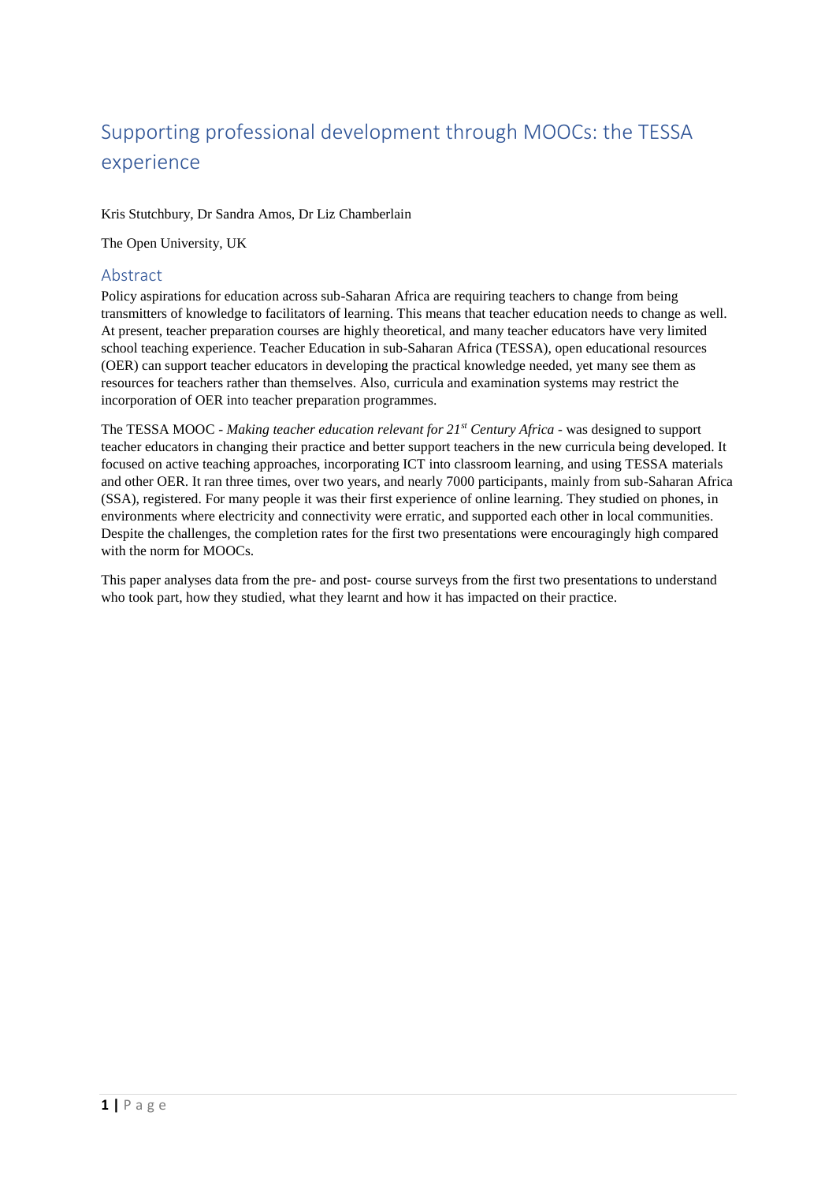# Supporting professional development through MOOCs: the TESSA experience

Kris Stutchbury, Dr Sandra Amos, Dr Liz Chamberlain

The Open University, UK

## Abstract

Policy aspirations for education across sub-Saharan Africa are requiring teachers to change from being transmitters of knowledge to facilitators of learning. This means that teacher education needs to change as well. At present, teacher preparation courses are highly theoretical, and many teacher educators have very limited school teaching experience. Teacher Education in sub-Saharan Africa (TESSA), open educational resources (OER) can support teacher educators in developing the practical knowledge needed, yet many see them as resources for teachers rather than themselves. Also, curricula and examination systems may restrict the incorporation of OER into teacher preparation programmes.

The TESSA MOOC - *Making teacher education relevant for 21st Century Africa* - was designed to support teacher educators in changing their practice and better support teachers in the new curricula being developed. It focused on active teaching approaches, incorporating ICT into classroom learning, and using TESSA materials and other OER. It ran three times, over two years, and nearly 7000 participants, mainly from sub-Saharan Africa (SSA), registered. For many people it was their first experience of online learning. They studied on phones, in environments where electricity and connectivity were erratic, and supported each other in local communities. Despite the challenges, the completion rates for the first two presentations were encouragingly high compared with the norm for MOOCs.

This paper analyses data from the pre- and post- course surveys from the first two presentations to understand who took part, how they studied, what they learnt and how it has impacted on their practice.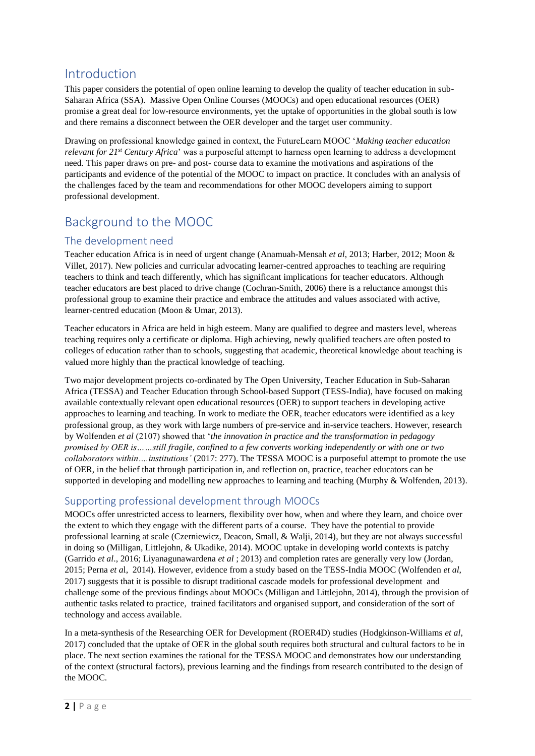# Introduction

This paper considers the potential of open online learning to develop the quality of teacher education in sub-Saharan Africa (SSA). Massive Open Online Courses (MOOCs) and open educational resources (OER) promise a great deal for low-resource environments, yet the uptake of opportunities in the global south is low and there remains a disconnect between the OER developer and the target user community.

Drawing on professional knowledge gained in context, the FutureLearn MOOC '*Making teacher education relevant for 21st Century Africa*' was a purposeful attempt to harness open learning to address a development need. This paper draws on pre- and post- course data to examine the motivations and aspirations of the participants and evidence of the potential of the MOOC to impact on practice. It concludes with an analysis of the challenges faced by the team and recommendations for other MOOC developers aiming to support professional development.

# Background to the MOOC

## The development need

Teacher education Africa is in need of urgent change (Anamuah-Mensah *et al*, 2013; Harber, 2012; Moon & Villet, 2017). New policies and curricular advocating learner-centred approaches to teaching are requiring teachers to think and teach differently, which has significant implications for teacher educators. Although teacher educators are best placed to drive change (Cochran-Smith, 2006) there is a reluctance amongst this professional group to examine their practice and embrace the attitudes and values associated with active, learner-centred education (Moon & Umar, 2013).

Teacher educators in Africa are held in high esteem. Many are qualified to degree and masters level, whereas teaching requires only a certificate or diploma. High achieving, newly qualified teachers are often posted to colleges of education rather than to schools, suggesting that academic, theoretical knowledge about teaching is valued more highly than the practical knowledge of teaching.

Two major development projects co-ordinated by The Open University, Teacher Education in Sub-Saharan Africa (TESSA) and Teacher Education through School-based Support (TESS-India), have focused on making available contextually relevant open educational resources (OER) to support teachers in developing active approaches to learning and teaching. In work to mediate the OER, teacher educators were identified as a key professional group, as they work with large numbers of pre-service and in-service teachers. However, research by Wolfenden *et al* (2107) showed that '*the innovation in practice and the transformation in pedagogy promised by OER is……still fragile, confined to a few converts working independently or with one or two collaborators within….institutions'* (2017: 277). The TESSA MOOC is a purposeful attempt to promote the use of OER, in the belief that through participation in, and reflection on, practice, teacher educators can be supported in developing and modelling new approaches to learning and teaching (Murphy & Wolfenden, 2013).

## Supporting professional development through MOOCs

MOOCs offer unrestricted access to learners, flexibility over how, when and where they learn, and choice over the extent to which they engage with the different parts of a course. They have the potential to provide professional learning at scale (Czerniewicz, Deacon, Small, & Walji, 2014), but they are not always successful in doing so (Milligan, Littlejohn, & Ukadike, 2014). MOOC uptake in developing world contexts is patchy (Garrido *et al*., 2016; Liyanagunawardena *et al* ; 2013) and completion rates are generally very low (Jordan, 2015; Perna *et a*l, 2014). However, evidence from a study based on the TESS-India MOOC (Wolfenden *et al*, 2017) suggests that it is possible to disrupt traditional cascade models for professional development and challenge some of the previous findings about MOOCs (Milligan and Littlejohn, 2014), through the provision of authentic tasks related to practice, trained facilitators and organised support, and consideration of the sort of technology and access available.

In a meta-synthesis of the Researching OER for Development (ROER4D) studies (Hodgkinson-Williams *et al*, 2017) concluded that the uptake of OER in the global south requires both structural and cultural factors to be in place. The next section examines the rational for the TESSA MOOC and demonstrates how our understanding of the context (structural factors), previous learning and the findings from research contributed to the design of the MOOC.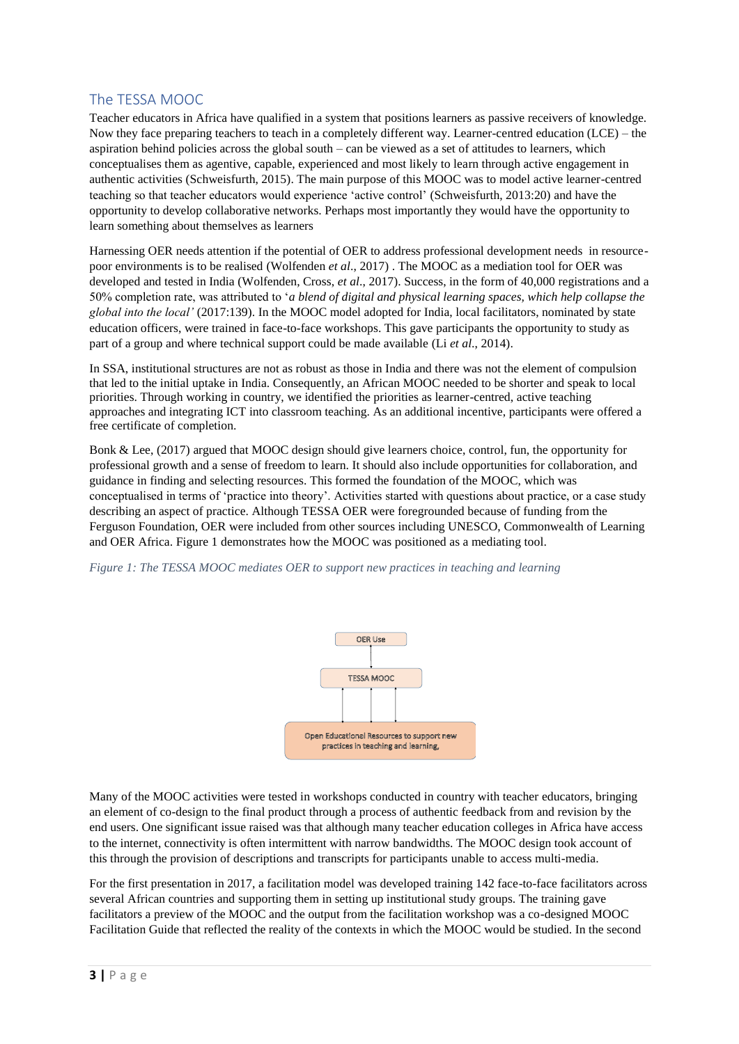## The TESSA MOOC

Teacher educators in Africa have qualified in a system that positions learners as passive receivers of knowledge. Now they face preparing teachers to teach in a completely different way. Learner-centred education (LCE) – the aspiration behind policies across the global south – can be viewed as a set of attitudes to learners, which conceptualises them as agentive, capable, experienced and most likely to learn through active engagement in authentic activities (Schweisfurth, 2015). The main purpose of this MOOC was to model active learner-centred teaching so that teacher educators would experience 'active control' (Schweisfurth, 2013:20) and have the opportunity to develop collaborative networks. Perhaps most importantly they would have the opportunity to learn something about themselves as learners

Harnessing OER needs attention if the potential of OER to address professional development needs in resource-poor environments is to be realised (Wolfenden *et al*., 2017) . The MOOC as a mediation tool for OER was developed and tested in India (Wolfenden, Cross, *et al*., 2017). Success, in the form of 40,000 registrations and a 50% completion rate, was attributed to '*a blend of digital and physical learning spaces, which help collapse the global into the local'* (2017:139). In the MOOC model adopted for India, local facilitators, nominated by state education officers, were trained in face-to-face workshops. This gave participants the opportunity to study as part of a group and where technical support could be made available (Li *et al*., 2014).

In SSA, institutional structures are not as robust as those in India and there was not the element of compulsion that led to the initial uptake in India. Consequently, an African MOOC needed to be shorter and speak to local priorities. Through working in country, we identified the priorities as learner-centred, active teaching approaches and integrating ICT into classroom teaching. As an additional incentive, participants were offered a free certificate of completion.

Bonk & Lee, (2017) argued that MOOC design should give learners choice, control, fun, the opportunity for professional growth and a sense of freedom to learn. It should also include opportunities for collaboration, and guidance in finding and selecting resources. This formed the foundation of the MOOC, which was conceptualised in terms of 'practice into theory'. Activities started with questions about practice, or a case study describing an aspect of practice. Although TESSA OER were foregrounded because of funding from the Ferguson Foundation, OER were included from other sources including UNESCO, Commonwealth of Learning and OER Africa. Figure 1 demonstrates how the MOOC was positioned as a mediating tool.

*Figure 1: The TESSA MOOC mediates OER to support new practices in teaching and learning*

OER Use

TESSA MOOC

Open Educational Resources to support new practices in teaching and learning,

Many of the MOOC activities were tested in workshops conducted in country with teacher educators, bringing an element of co-design to the final product through a process of authentic feedback from and revision by the end users. One significant issue raised was that although many teacher education colleges in Africa have access to the internet, connectivity is often intermittent with narrow bandwidths. The MOOC design took account of this through the provision of descriptions and transcripts for participants unable to access multi-media.

For the first presentation in 2017, a facilitation model was developed training 142 face-to-face facilitators across several African countries and supporting them in setting up institutional study groups. The training gave facilitators a preview of the MOOC and the output from the facilitation workshop was a co-designed MOOC Facilitation Guide that reflected the reality of the contexts in which the MOOC would be studied. In the second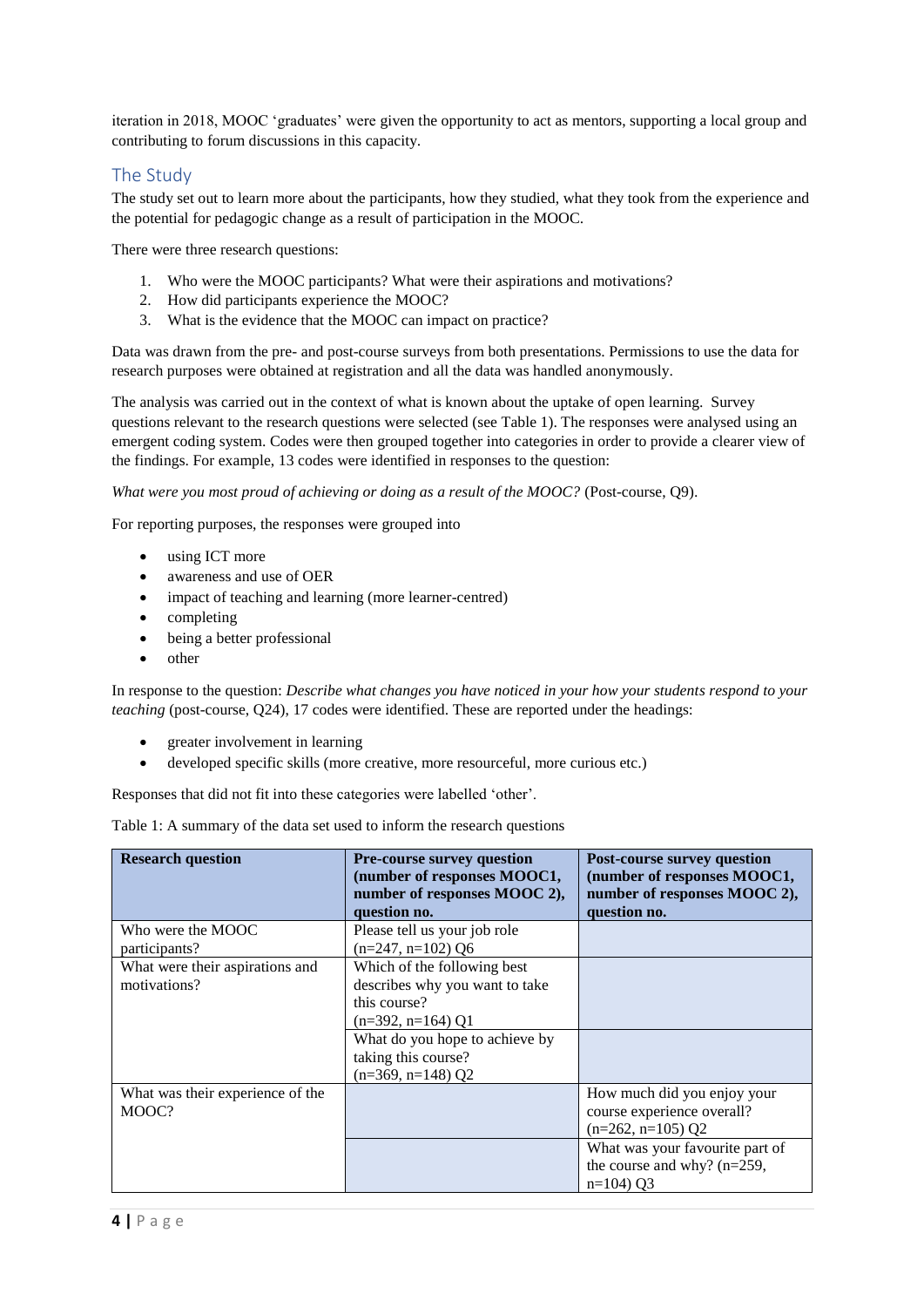iteration in 2018, MOOC 'graduates' were given the opportunity to act as mentors, supporting a local group and contributing to forum discussions in this capacity.

## The Study

The study set out to learn more about the participants, how they studied, what they took from the experience and the potential for pedagogic change as a result of participation in the MOOC.

There were three research questions:

1. Who were the MOOC participants? What were their aspirations and motivations?
2. How did participants experience the MOOC?
3. What is the evidence that the MOOC can impact on practice?

Data was drawn from the pre- and post-course surveys from both presentations. Permissions to use the data for research purposes were obtained at registration and all the data was handled anonymously.

The analysis was carried out in the context of what is known about the uptake of open learning. Survey questions relevant to the research questions were selected (see Table 1). The responses were analysed using an emergent coding system. Codes were then grouped together into categories in order to provide a clearer view of the findings. For example, 13 codes were identified in responses to the question:

*What were you most proud of achieving or doing as a result of the MOOC?* (Post-course, Q9).

For reporting purposes, the responses were grouped into

- using ICT more
- awareness and use of OER
- impact of teaching and learning (more learner-centred)
- completing
- being a better professional
- other

In response to the question: *Describe what changes you have noticed in your how your students respond to your teaching* (post-course, Q24), 17 codes were identified. These are reported under the headings:

- greater involvement in learning
- developed specific skills (more creative, more resourceful, more curious etc.)

Responses that did not fit into these categories were labelled 'other'.

Table 1: A summary of the data set used to inform the research questions

| Research question | Pre-course survey question (number of responses MOOC1, number of responses MOOC 2), question no. | Post-course survey question (number of responses MOOC1, number of responses MOOC 2), question no. |
|---|---|---|
| Who were the MOOC participants? | Please tell us your job role (n=247, n=102) Q6 | |
| What were their aspirations and motivations? | Which of the following best describes why you want to take this course? (n=392, n=164) Q1 | |
| | What do you hope to achieve by taking this course? (n=369, n=148) Q2 | |
| What was their experience of the MOOC? | | How much did you enjoy your course experience overall? (n=262, n=105) Q2 |
| | | What was your favourite part of the course and why? (n=259, n=104) Q3 |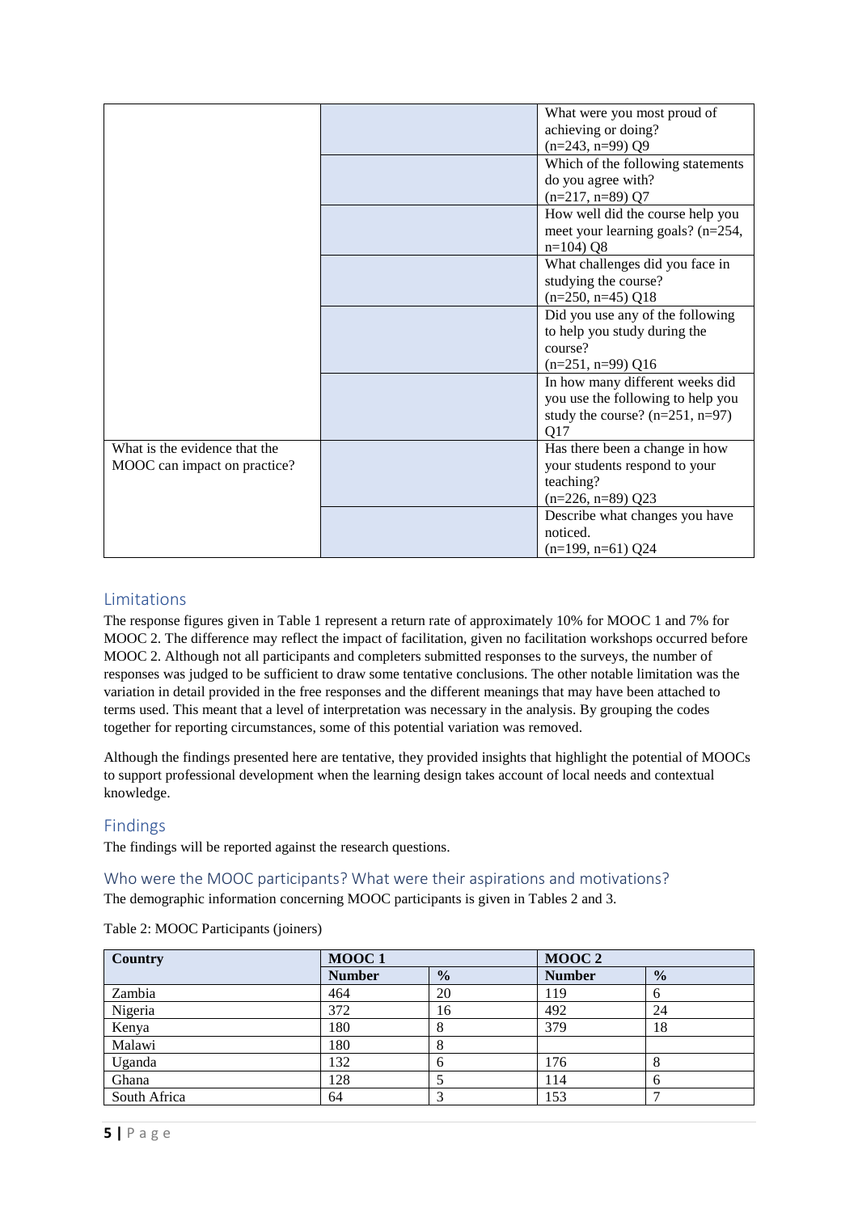| | | |
|---|---|---|
| | | What were you most proud of achieving or doing? (n=243, n=99) Q9 |
| | | Which of the following statements do you agree with? (n=217, n=89) Q7 |
| | | How well did the course help you meet your learning goals? (n=254, n=104) Q8 |
| | | What challenges did you face in studying the course? (n=250, n=45) Q18 |
| | | Did you use any of the following to help you study during the course? (n=251, n=99) Q16 |
| | | In how many different weeks did you use the following to help you study the course? (n=251, n=97) Q17 |
| What is the evidence that the MOOC can impact on practice? | | Has there been a change in how your students respond to your teaching? (n=226, n=89) Q23 |
| | | Describe what changes you have noticed. (n=199, n=61) Q24 |

## Limitations

The response figures given in Table 1 represent a return rate of approximately 10% for MOOC 1 and 7% for MOOC 2. The difference may reflect the impact of facilitation, given no facilitation workshops occurred before MOOC 2. Although not all participants and completers submitted responses to the surveys, the number of responses was judged to be sufficient to draw some tentative conclusions. The other notable limitation was the variation in detail provided in the free responses and the different meanings that may have been attached to terms used. This meant that a level of interpretation was necessary in the analysis. By grouping the codes together for reporting circumstances, some of this potential variation was removed.

Although the findings presented here are tentative, they provided insights that highlight the potential of MOOCs to support professional development when the learning design takes account of local needs and contextual knowledge.

## Findings

The findings will be reported against the research questions.

### Who were the MOOC participants? What were their aspirations and motivations?

The demographic information concerning MOOC participants is given in Tables 2 and 3.

Table 2: MOOC Participants (joiners)

| Country | MOOC 1 | | MOOC 2 | |
|---|---|---|---|---|
| | Number | % | Number | % |
| Zambia | 464 | 20 | 119 | 6 |
| Nigeria | 372 | 16 | 492 | 24 |
| Kenya | 180 | 8 | 379 | 18 |
| Malawi | 180 | 8 | | |
| Uganda | 132 | 6 | 176 | 8 |
| Ghana | 128 | 5 | 114 | 6 |
| South Africa | 64 | 3 | 153 | 7 |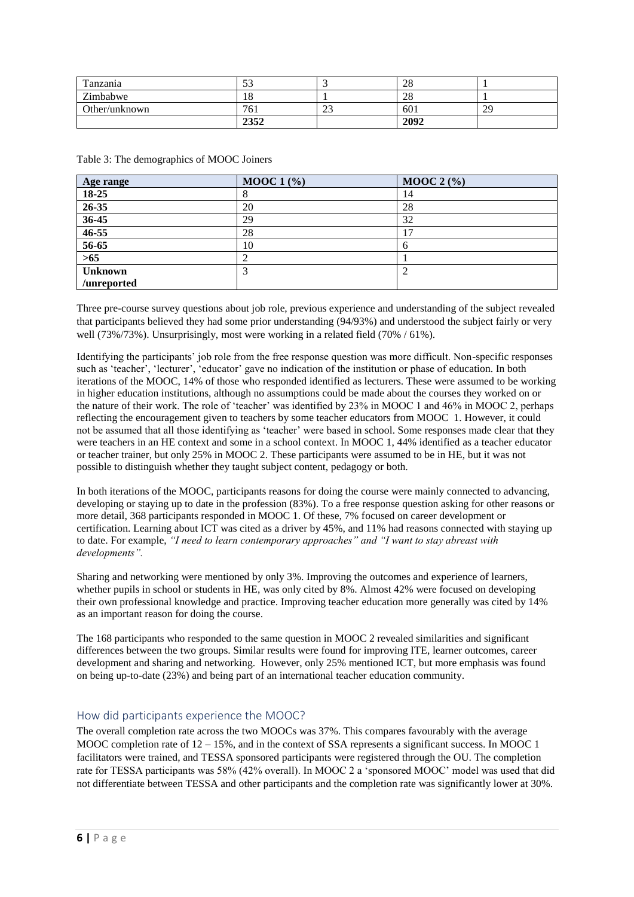| Tanzania | 53 | 3 | 28 | 1 |
|---|---|---|---|---|
| Zimbabwe | 18 | 1 | 28 | 1 |
| Other/unknown | 761 | 23 | 601 | 29 |
| | **2352** | | **2092** | |

Table 3: The demographics of MOOC Joiners

| Age range | MOOC 1 (%) | MOOC 2 (%) |
|---|---|---|
| **18-25** | 8 | 14 |
| **26-35** | 20 | 28 |
| **36-45** | 29 | 32 |
| **46-55** | 28 | 17 |
| **56-65** | 10 | 6 |
| **>65** | 2 | 1 |
| **Unknown /unreported** | 3 | 2 |

Three pre-course survey questions about job role, previous experience and understanding of the subject revealed that participants believed they had some prior understanding (94/93%) and understood the subject fairly or very well (73%/73%). Unsurprisingly, most were working in a related field (70% / 61%).

Identifying the participants' job role from the free response question was more difficult. Non-specific responses such as 'teacher', 'lecturer', 'educator' gave no indication of the institution or phase of education. In both iterations of the MOOC, 14% of those who responded identified as lecturers. These were assumed to be working in higher education institutions, although no assumptions could be made about the courses they worked on or the nature of their work. The role of 'teacher' was identified by 23% in MOOC 1 and 46% in MOOC 2, perhaps reflecting the encouragement given to teachers by some teacher educators from MOOC 1. However, it could not be assumed that all those identifying as 'teacher' were based in school. Some responses made clear that they were teachers in an HE context and some in a school context. In MOOC 1, 44% identified as a teacher educator or teacher trainer, but only 25% in MOOC 2. These participants were assumed to be in HE, but it was not possible to distinguish whether they taught subject content, pedagogy or both.

In both iterations of the MOOC, participants reasons for doing the course were mainly connected to advancing, developing or staying up to date in the profession (83%). To a free response question asking for other reasons or more detail, 368 participants responded in MOOC 1. Of these, 7% focused on career development or certification. Learning about ICT was cited as a driver by 45%, and 11% had reasons connected with staying up to date. For example, *"I need to learn contemporary approaches" and "I want to stay abreast with developments".*

Sharing and networking were mentioned by only 3%. Improving the outcomes and experience of learners, whether pupils in school or students in HE, was only cited by 8%. Almost 42% were focused on developing their own professional knowledge and practice. Improving teacher education more generally was cited by 14% as an important reason for doing the course.

The 168 participants who responded to the same question in MOOC 2 revealed similarities and significant differences between the two groups. Similar results were found for improving ITE, learner outcomes, career development and sharing and networking. However, only 25% mentioned ICT, but more emphasis was found on being up-to-date (23%) and being part of an international teacher education community.

## How did participants experience the MOOC?

The overall completion rate across the two MOOCs was 37%. This compares favourably with the average MOOC completion rate of 12 – 15%, and in the context of SSA represents a significant success. In MOOC 1 facilitators were trained, and TESSA sponsored participants were registered through the OU. The completion rate for TESSA participants was 58% (42% overall). In MOOC 2 a 'sponsored MOOC' model was used that did not differentiate between TESSA and other participants and the completion rate was significantly lower at 30%.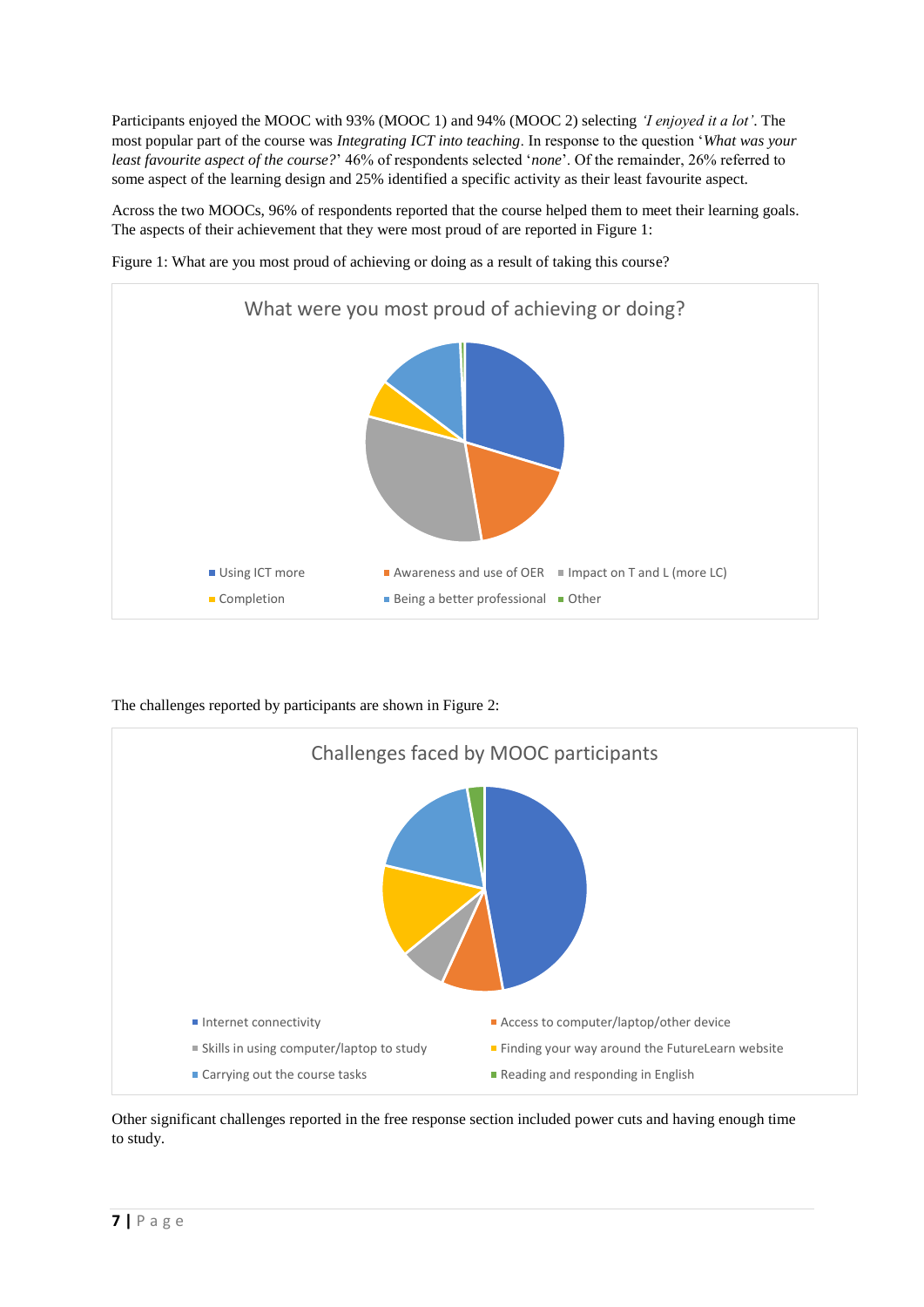Participants enjoyed the MOOC with 93% (MOOC 1) and 94% (MOOC 2) selecting *'I enjoyed it a lot'*. The most popular part of the course was *Integrating ICT into teaching*. In response to the question '*What was your least favourite aspect of the course?*' 46% of respondents selected '*none*'. Of the remainder, 26% referred to some aspect of the learning design and 25% identified a specific activity as their least favourite aspect.

Across the two MOOCs, 96% of respondents reported that the course helped them to meet their learning goals. The aspects of their achievement that they were most proud of are reported in Figure 1:

Figure 1: What are you most proud of achieving or doing as a result of taking this course?

What were you most proud of achieving or doing?

- Using ICT more
- Awareness and use of OER
- Impact on T and L (more LC)
- Completion
- Being a better professional
- Other

The challenges reported by participants are shown in Figure 2:

Challenges faced by MOOC participants

- Internet connectivity
- Access to computer/laptop/other device
- Skills in using computer/laptop to study
- Finding your way around the FutureLearn website
- Carrying out the course tasks
- Reading and responding in English

Other significant challenges reported in the free response section included power cuts and having enough time to study.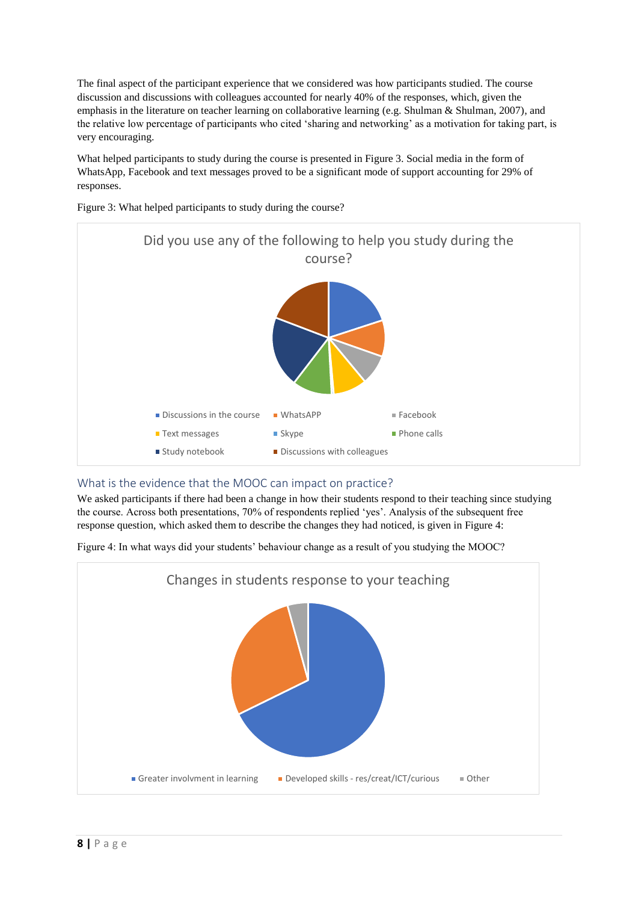The final aspect of the participant experience that we considered was how participants studied. The course discussion and discussions with colleagues accounted for nearly 40% of the responses, which, given the emphasis in the literature on teacher learning on collaborative learning (e.g. Shulman & Shulman, 2007), and the relative low percentage of participants who cited 'sharing and networking' as a motivation for taking part, is very encouraging.

What helped participants to study during the course is presented in Figure 3. Social media in the form of WhatsApp, Facebook and text messages proved to be a significant mode of support accounting for 29% of responses.

Figure 3: What helped participants to study during the course?

Did you use any of the following to help you study during the course?

- Discussions in the course
- WhatsAPP
- Facebook
- Text messages
- Skype
- Phone calls
- Study notebook
- Discussions with colleagues

## What is the evidence that the MOOC can impact on practice?

We asked participants if there had been a change in how their students respond to their teaching since studying the course. Across both presentations, 70% of respondents replied 'yes'. Analysis of the subsequent free response question, which asked them to describe the changes they had noticed, is given in Figure 4:

Figure 4: In what ways did your students' behaviour change as a result of you studying the MOOC?

Changes in students response to your teaching

- Greater involvment in learning
- Developed skills - res/creat/ICT/curious
- Other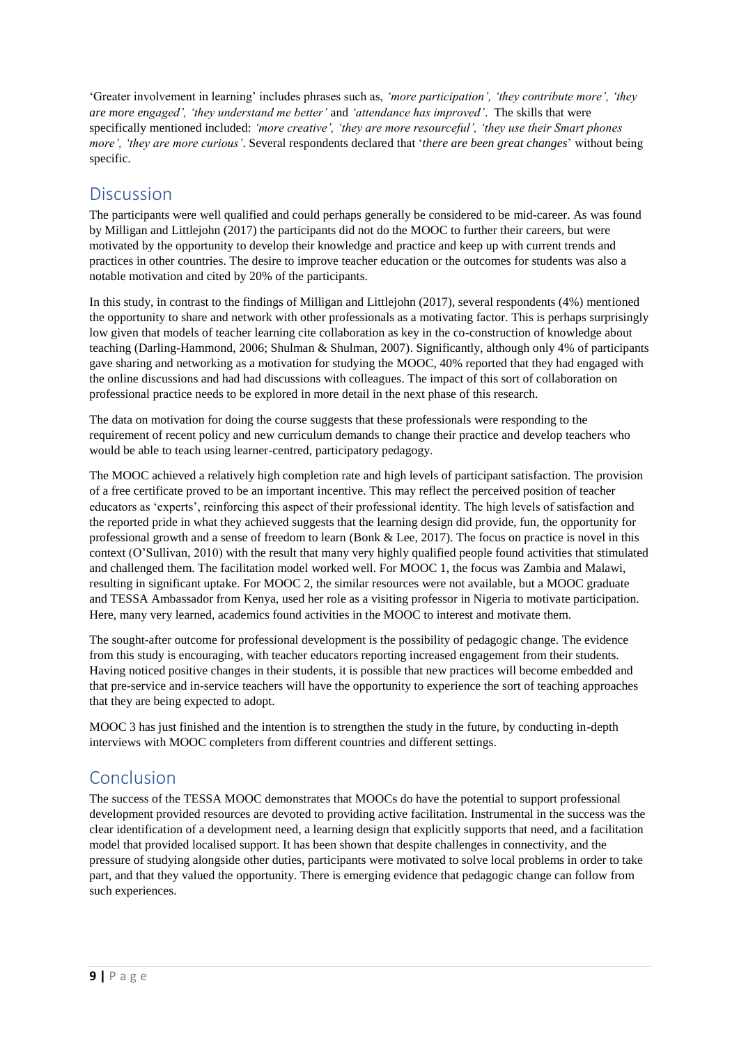'Greater involvement in learning' includes phrases such as, *'more participation', 'they contribute more', 'they are more engaged', 'they understand me better'* and *'attendance has improved'*. The skills that were specifically mentioned included: *'more creative', 'they are more resourceful', 'they use their Smart phones more', 'they are more curious'*. Several respondents declared that '*there are been great changes*' without being specific.

## Discussion

The participants were well qualified and could perhaps generally be considered to be mid-career. As was found by Milligan and Littlejohn (2017) the participants did not do the MOOC to further their careers, but were motivated by the opportunity to develop their knowledge and practice and keep up with current trends and practices in other countries. The desire to improve teacher education or the outcomes for students was also a notable motivation and cited by 20% of the participants.

In this study, in contrast to the findings of Milligan and Littlejohn (2017), several respondents (4%) mentioned the opportunity to share and network with other professionals as a motivating factor. This is perhaps surprisingly low given that models of teacher learning cite collaboration as key in the co-construction of knowledge about teaching (Darling-Hammond, 2006; Shulman & Shulman, 2007). Significantly, although only 4% of participants gave sharing and networking as a motivation for studying the MOOC, 40% reported that they had engaged with the online discussions and had had discussions with colleagues. The impact of this sort of collaboration on professional practice needs to be explored in more detail in the next phase of this research.

The data on motivation for doing the course suggests that these professionals were responding to the requirement of recent policy and new curriculum demands to change their practice and develop teachers who would be able to teach using learner-centred, participatory pedagogy.

The MOOC achieved a relatively high completion rate and high levels of participant satisfaction. The provision of a free certificate proved to be an important incentive. This may reflect the perceived position of teacher educators as 'experts', reinforcing this aspect of their professional identity. The high levels of satisfaction and the reported pride in what they achieved suggests that the learning design did provide, fun, the opportunity for professional growth and a sense of freedom to learn (Bonk & Lee, 2017). The focus on practice is novel in this context (O'Sullivan, 2010) with the result that many very highly qualified people found activities that stimulated and challenged them. The facilitation model worked well. For MOOC 1, the focus was Zambia and Malawi, resulting in significant uptake. For MOOC 2, the similar resources were not available, but a MOOC graduate and TESSA Ambassador from Kenya, used her role as a visiting professor in Nigeria to motivate participation. Here, many very learned, academics found activities in the MOOC to interest and motivate them.

The sought-after outcome for professional development is the possibility of pedagogic change. The evidence from this study is encouraging, with teacher educators reporting increased engagement from their students. Having noticed positive changes in their students, it is possible that new practices will become embedded and that pre-service and in-service teachers will have the opportunity to experience the sort of teaching approaches that they are being expected to adopt.

MOOC 3 has just finished and the intention is to strengthen the study in the future, by conducting in-depth interviews with MOOC completers from different countries and different settings.

## Conclusion

The success of the TESSA MOOC demonstrates that MOOCs do have the potential to support professional development provided resources are devoted to providing active facilitation. Instrumental in the success was the clear identification of a development need, a learning design that explicitly supports that need, and a facilitation model that provided localised support. It has been shown that despite challenges in connectivity, and the pressure of studying alongside other duties, participants were motivated to solve local problems in order to take part, and that they valued the opportunity. There is emerging evidence that pedagogic change can follow from such experiences.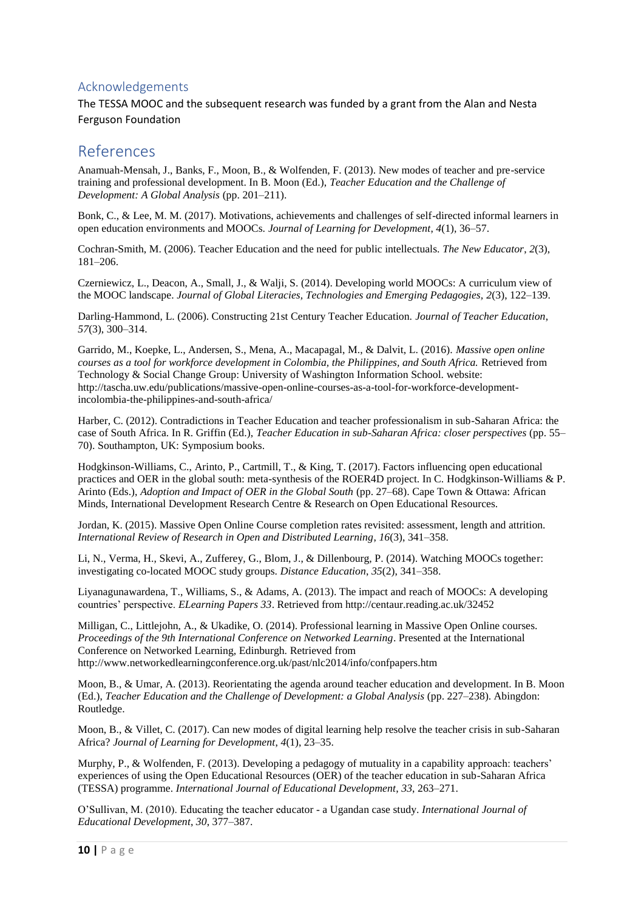## Acknowledgements

The TESSA MOOC and the subsequent research was funded by a grant from the Alan and Nesta Ferguson Foundation

# References

Anamuah-Mensah, J., Banks, F., Moon, B., & Wolfenden, F. (2013). New modes of teacher and pre-service training and professional development. In B. Moon (Ed.), *Teacher Education and the Challenge of Development: A Global Analysis* (pp. 201–211).

Bonk, C., & Lee, M. M. (2017). Motivations, achievements and challenges of self-directed informal learners in open education environments and MOOCs. *Journal of Learning for Development*, *4*(1), 36–57.

Cochran-Smith, M. (2006). Teacher Education and the need for public intellectuals. *The New Educator*, *2*(3), 181–206.

Czerniewicz, L., Deacon, A., Small, J., & Walji, S. (2014). Developing world MOOCs: A curriculum view of the MOOC landscape. *Journal of Global Literacies, Technologies and Emerging Pedagogies, 2*(3), 122–139.

Darling-Hammond, L. (2006). Constructing 21st Century Teacher Education. *Journal of Teacher Education*, *57*(3), 300–314.

Garrido, M., Koepke, L., Andersen, S., Mena, A., Macapagal, M., & Dalvit, L. (2016). *Massive open online courses as a tool for workforce development in Colombia, the Philippines, and South Africa.* Retrieved from Technology & Social Change Group: University of Washington Information School. website: http://tascha.uw.edu/publications/massive-open-online-courses-as-a-tool-for-workforce-development-incolombia-the-philippines-and-south-africa/

Harber, C. (2012). Contradictions in Teacher Education and teacher professionalism in sub-Saharan Africa: the case of South Africa. In R. Griffin (Ed.), *Teacher Education in sub-Saharan Africa: closer perspectives* (pp. 55–70). Southampton, UK: Symposium books.

Hodgkinson-Williams, C., Arinto, P., Cartmill, T., & King, T. (2017). Factors influencing open educational practices and OER in the global south: meta-synthesis of the ROER4D project. In C. Hodgkinson-Williams & P. Arinto (Eds.), *Adoption and Impact of OER in the Global South* (pp. 27–68). Cape Town & Ottawa: African Minds, International Development Research Centre & Research on Open Educational Resources.

Jordan, K. (2015). Massive Open Online Course completion rates revisited: assessment, length and attrition. *International Review of Research in Open and Distributed Learning*, *16*(3), 341–358.

Li, N., Verma, H., Skevi, A., Zufferey, G., Blom, J., & Dillenbourg, P. (2014). Watching MOOCs together: investigating co-located MOOC study groups. *Distance Education*, *35*(2), 341–358.

Liyanagunawardena, T., Williams, S., & Adams, A. (2013). The impact and reach of MOOCs: A developing countries' perspective. *ELearning Papers 33*. Retrieved from http://centaur.reading.ac.uk/32452

Milligan, C., Littlejohn, A., & Ukadike, O. (2014). Professional learning in Massive Open Online courses. *Proceedings of the 9th International Conference on Networked Learning*. Presented at the International Conference on Networked Learning, Edinburgh. Retrieved from http://www.networkedlearningconference.org.uk/past/nlc2014/info/confpapers.htm

Moon, B., & Umar, A. (2013). Reorientating the agenda around teacher education and development. In B. Moon (Ed.), *Teacher Education and the Challenge of Development: a Global Analysis* (pp. 227–238). Abingdon: Routledge.

Moon, B., & Villet, C. (2017). Can new modes of digital learning help resolve the teacher crisis in sub-Saharan Africa? *Journal of Learning for Development*, *4*(1), 23–35.

Murphy, P., & Wolfenden, F. (2013). Developing a pedagogy of mutuality in a capability approach: teachers' experiences of using the Open Educational Resources (OER) of the teacher education in sub-Saharan Africa (TESSA) programme. *International Journal of Educational Development*, *33*, 263–271.

O'Sullivan, M. (2010). Educating the teacher educator - a Ugandan case study. *International Journal of Educational Development*, *30*, 377–387.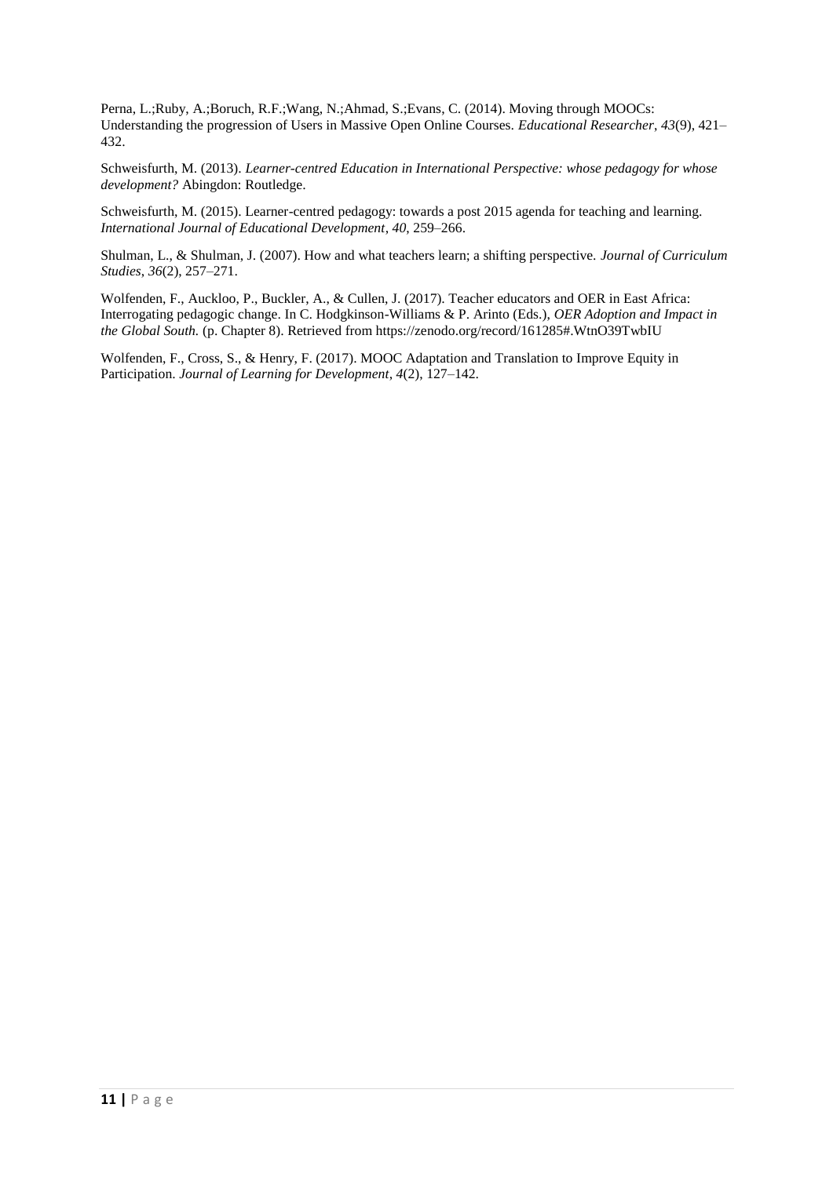Perna, L.;Ruby, A.;Boruch, R.F.;Wang, N.;Ahmad, S.;Evans, C. (2014). Moving through MOOCs: Understanding the progression of Users in Massive Open Online Courses. *Educational Researcher*, *43*(9), 421–432.

Schweisfurth, M. (2013). *Learner-centred Education in International Perspective: whose pedagogy for whose development?* Abingdon: Routledge.

Schweisfurth, M. (2015). Learner-centred pedagogy: towards a post 2015 agenda for teaching and learning. *International Journal of Educational Development*, *40*, 259–266.

Shulman, L., & Shulman, J. (2007). How and what teachers learn; a shifting perspective. *Journal of Curriculum Studies*, *36*(2), 257–271.

Wolfenden, F., Auckloo, P., Buckler, A., & Cullen, J. (2017). Teacher educators and OER in East Africa: Interrogating pedagogic change. In C. Hodgkinson-Williams & P. Arinto (Eds.), *OER Adoption and Impact in the Global South.* (p. Chapter 8). Retrieved from https://zenodo.org/record/161285#.WtnO39TwbIU

Wolfenden, F., Cross, S., & Henry, F. (2017). MOOC Adaptation and Translation to Improve Equity in Participation. *Journal of Learning for Development*, *4*(2), 127–142.